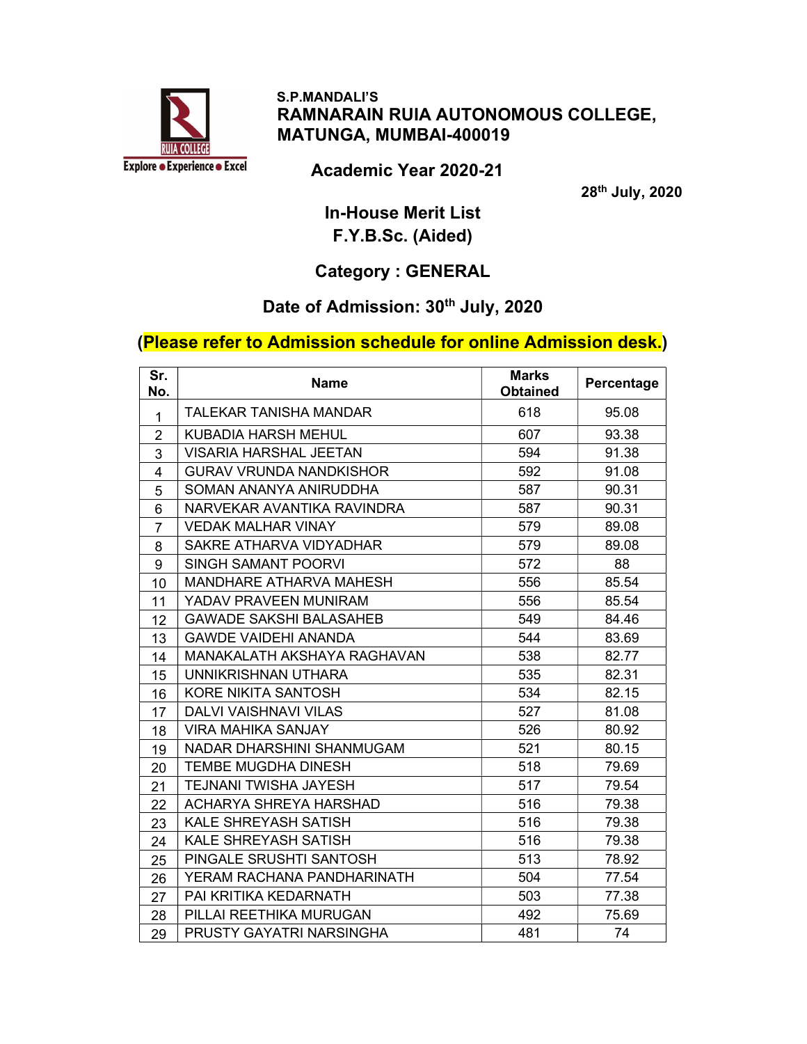S.P.MANDALI'S

# RAMNARAIN RUIA AUTONOMOUS COLLEGE, MATUNGA, MUMBAI-400019

## Academic Year 2020-21

**28th July, 2020**

## In-House Merit List
## F.Y.B.Sc. (Aided)

## Category : GENERAL

## Date of Admission: 30th July, 2020

**(Please refer to Admission schedule for online Admission desk.)**

| Sr. No. | Name | Marks Obtained | Percentage |
|---|---|---|---|
| 1 | TALEKAR TANISHA MANDAR | 618 | 95.08 |
| 2 | KUBADIA HARSH MEHUL | 607 | 93.38 |
| 3 | VISARIA HARSHAL JEETAN | 594 | 91.38 |
| 4 | GURAV VRUNDA NANDKISHOR | 592 | 91.08 |
| 5 | SOMAN ANANYA ANIRUDDHA | 587 | 90.31 |
| 6 | NARVEKAR AVANTIKA RAVINDRA | 587 | 90.31 |
| 7 | VEDAK MALHAR VINAY | 579 | 89.08 |
| 8 | SAKRE ATHARVA VIDYADHAR | 579 | 89.08 |
| 9 | SINGH SAMANT POORVI | 572 | 88 |
| 10 | MANDHARE ATHARVA MAHESH | 556 | 85.54 |
| 11 | YADAV PRAVEEN MUNIRAM | 556 | 85.54 |
| 12 | GAWADE SAKSHI BALASAHEB | 549 | 84.46 |
| 13 | GAWDE VAIDEHI ANANDA | 544 | 83.69 |
| 14 | MANAKALATH AKSHAYA RAGHAVAN | 538 | 82.77 |
| 15 | UNNIKRISHNAN UTHARA | 535 | 82.31 |
| 16 | KORE NIKITA SANTOSH | 534 | 82.15 |
| 17 | DALVI VAISHNAVI VILAS | 527 | 81.08 |
| 18 | VIRA MAHIKA SANJAY | 526 | 80.92 |
| 19 | NADAR DHARSHINI SHANMUGAM | 521 | 80.15 |
| 20 | TEMBE MUGDHA DINESH | 518 | 79.69 |
| 21 | TEJNANI TWISHA JAYESH | 517 | 79.54 |
| 22 | ACHARYA SHREYA HARSHAD | 516 | 79.38 |
| 23 | KALE SHREYASH SATISH | 516 | 79.38 |
| 24 | KALE SHREYASH SATISH | 516 | 79.38 |
| 25 | PINGALE SRUSHTI SANTOSH | 513 | 78.92 |
| 26 | YERAM RACHANA PANDHARINATH | 504 | 77.54 |
| 27 | PAI KRITIKA KEDARNATH | 503 | 77.38 |
| 28 | PILLAI REETHIKA MURUGAN | 492 | 75.69 |
| 29 | PRUSTY GAYATRI NARSINGHA | 481 | 74 |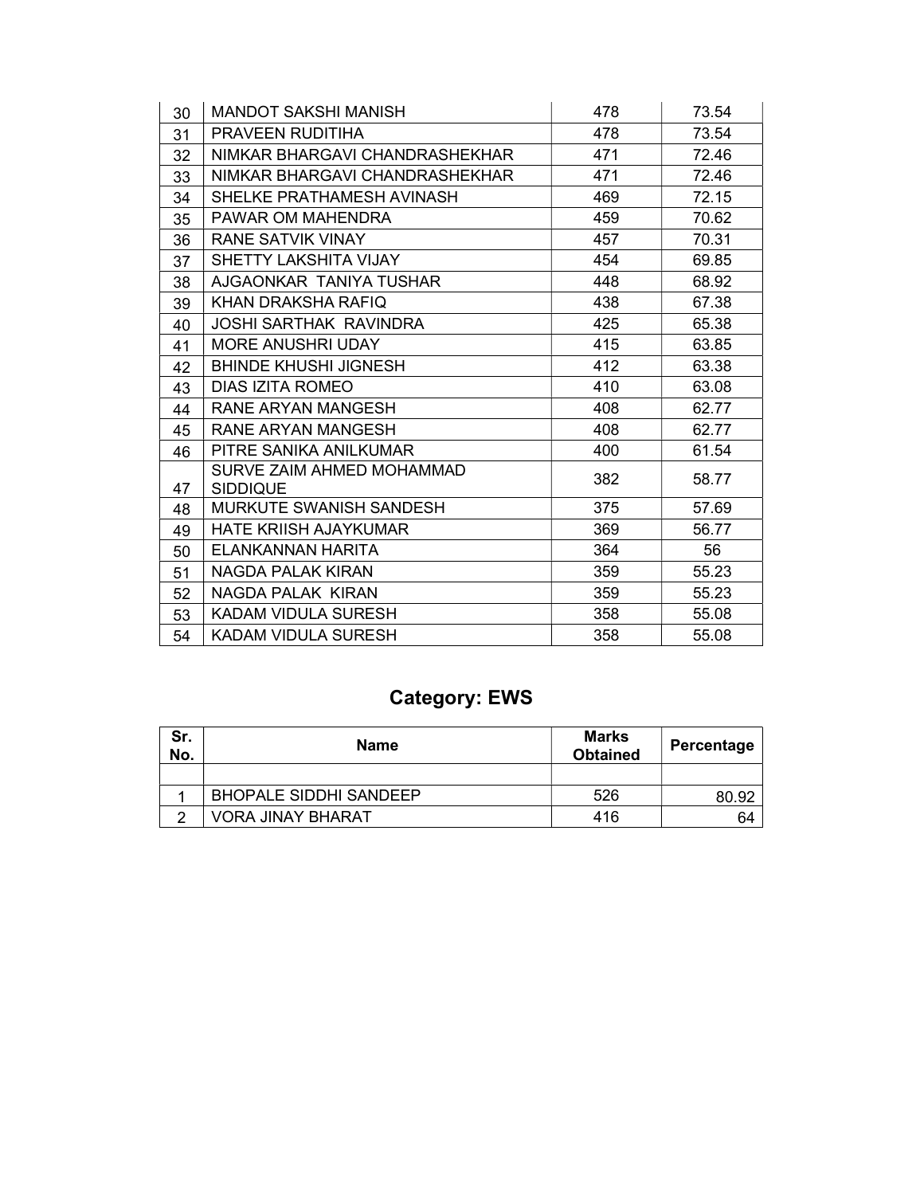| | | | |
|---|---|---|---|
| 30 | MANDOT SAKSHI MANISH | 478 | 73.54 |
| 31 | PRAVEEN RUDITIHA | 478 | 73.54 |
| 32 | NIMKAR BHARGAVI CHANDRASHEKHAR | 471 | 72.46 |
| 33 | NIMKAR BHARGAVI CHANDRASHEKHAR | 471 | 72.46 |
| 34 | SHELKE PRATHAMESH AVINASH | 469 | 72.15 |
| 35 | PAWAR OM MAHENDRA | 459 | 70.62 |
| 36 | RANE SATVIK VINAY | 457 | 70.31 |
| 37 | SHETTY LAKSHITA VIJAY | 454 | 69.85 |
| 38 | AJGAONKAR TANIYA TUSHAR | 448 | 68.92 |
| 39 | KHAN DRAKSHA RAFIQ | 438 | 67.38 |
| 40 | JOSHI SARTHAK RAVINDRA | 425 | 65.38 |
| 41 | MORE ANUSHRI UDAY | 415 | 63.85 |
| 42 | BHINDE KHUSHI JIGNESH | 412 | 63.38 |
| 43 | DIAS IZITA ROMEO | 410 | 63.08 |
| 44 | RANE ARYAN MANGESH | 408 | 62.77 |
| 45 | RANE ARYAN MANGESH | 408 | 62.77 |
| 46 | PITRE SANIKA ANILKUMAR | 400 | 61.54 |
| 47 | SURVE ZAIM AHMED MOHAMMAD SIDDIQUE | 382 | 58.77 |
| 48 | MURKUTE SWANISH SANDESH | 375 | 57.69 |
| 49 | HATE KRIISH AJAYKUMAR | 369 | 56.77 |
| 50 | ELANKANNAN HARITA | 364 | 56 |
| 51 | NAGDA PALAK KIRAN | 359 | 55.23 |
| 52 | NAGDA PALAK KIRAN | 359 | 55.23 |
| 53 | KADAM VIDULA SURESH | 358 | 55.08 |
| 54 | KADAM VIDULA SURESH | 358 | 55.08 |

## Category: EWS

| Sr. No. | Name | Marks Obtained | Percentage |
|---|---|---|---|
| | | | |
| 1 | BHOPALE SIDDHI SANDEEP | 526 | 80.92 |
| 2 | VORA JINAY BHARAT | 416 | 64 |